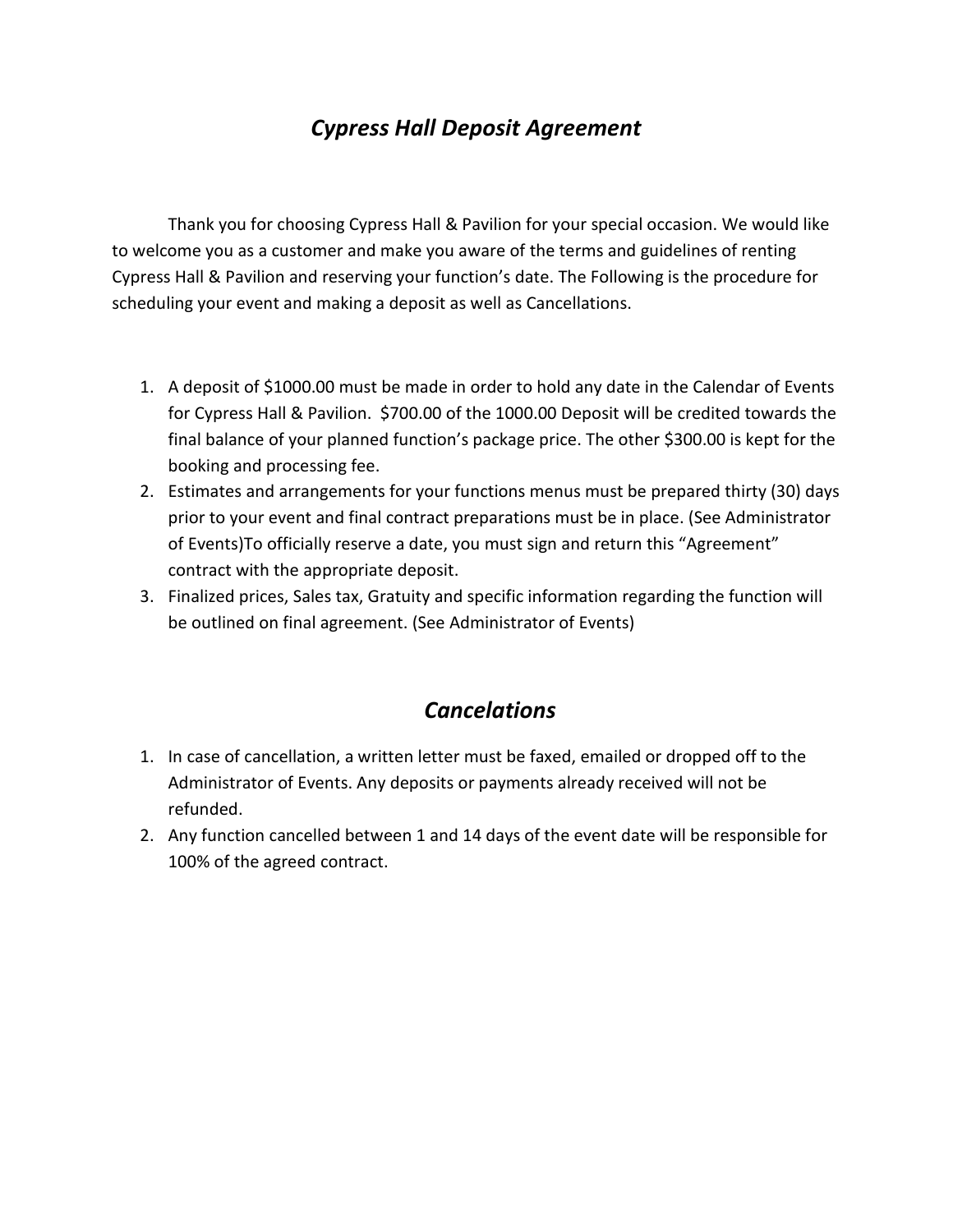# *Cypress Hall Deposit Agreement*

Thank you for choosing Cypress Hall & Pavilion for your special occasion. We would like to welcome you as a customer and make you aware of the terms and guidelines of renting Cypress Hall & Pavilion and reserving your function's date. The Following is the procedure for scheduling your event and making a deposit as well as Cancellations.

1. A deposit of $1000.00 must be made in order to hold any date in the Calendar of Events for Cypress Hall & Pavilion. $700.00 of the 1000.00 Deposit will be credited towards the final balance of your planned function's package price. The other $300.00 is kept for the booking and processing fee.
2. Estimates and arrangements for your functions menus must be prepared thirty (30) days prior to your event and final contract preparations must be in place. (See Administrator of Events)To officially reserve a date, you must sign and return this "Agreement" contract with the appropriate deposit.
3. Finalized prices, Sales tax, Gratuity and specific information regarding the function will be outlined on final agreement. (See Administrator of Events)

## *Cancelations*

1. In case of cancellation, a written letter must be faxed, emailed or dropped off to the Administrator of Events. Any deposits or payments already received will not be refunded.
2. Any function cancelled between 1 and 14 days of the event date will be responsible for 100% of the agreed contract.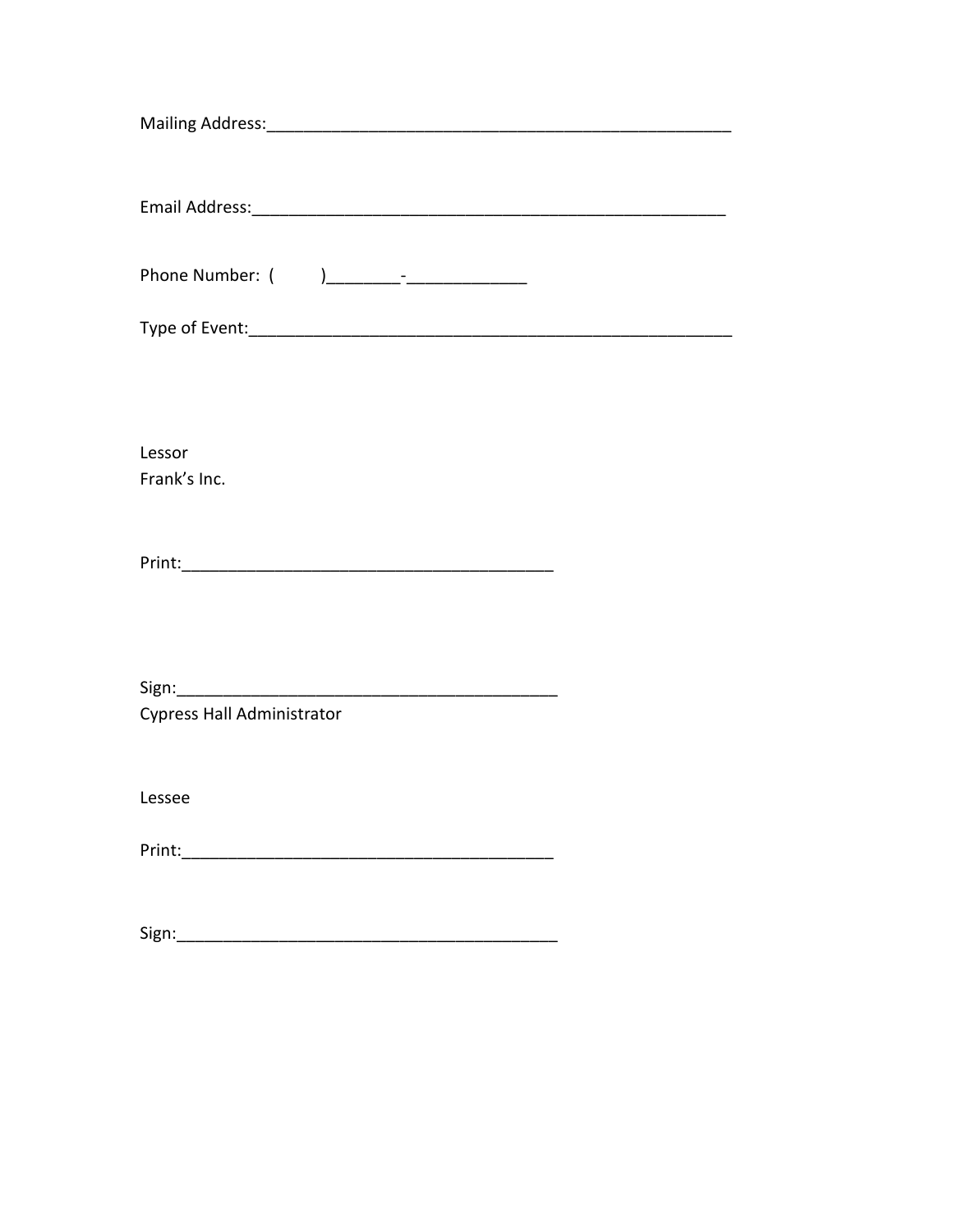Mailing Address:_____________________________________________________

Email Address:______________________________________________________

Phone Number:  (        )________-_____________

Type of Event:_______________________________________________________

Lessor
Frank's Inc.

Print:__________________________________________

Sign:___________________________________________
Cypress Hall Administrator

Lessee

Print:__________________________________________

Sign:___________________________________________